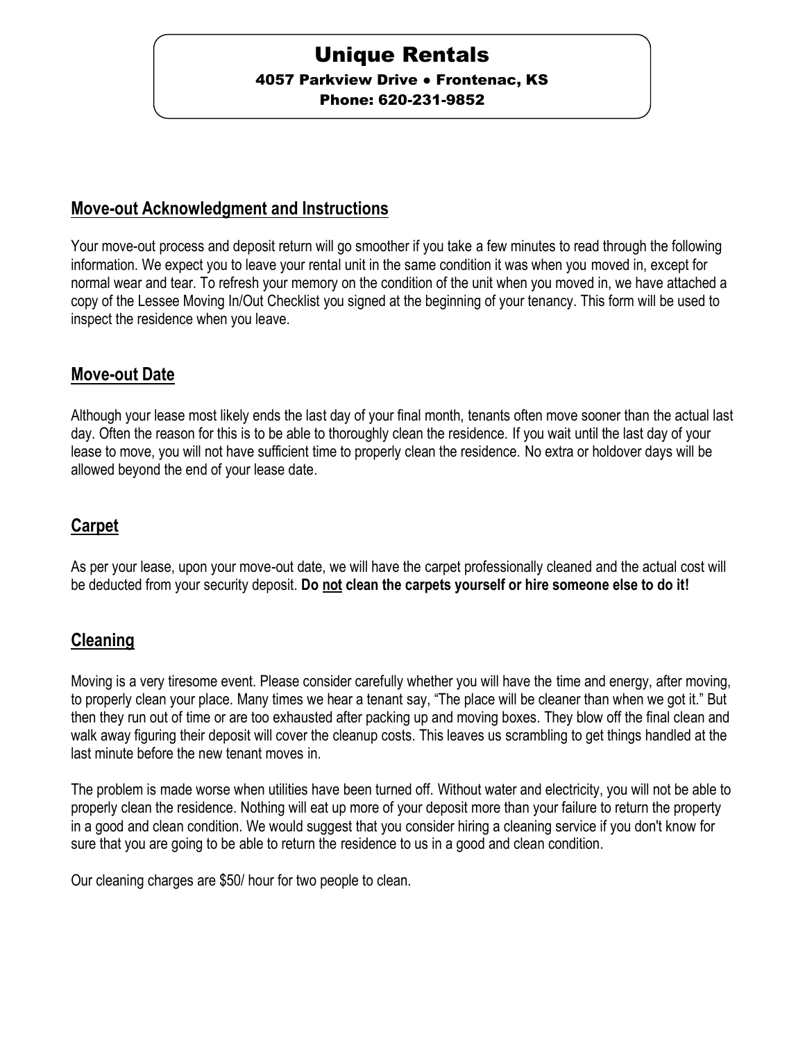# Unique Rentals

**4057 Parkview Drive • Frontenac, KS**

**Phone: 620-231-9852**

## Move-out Acknowledgment and Instructions

Your move-out process and deposit return will go smoother if you take a few minutes to read through the following information. We expect you to leave your rental unit in the same condition it was when you moved in, except for normal wear and tear. To refresh your memory on the condition of the unit when you moved in, we have attached a copy of the Lessee Moving In/Out Checklist you signed at the beginning of your tenancy. This form will be used to inspect the residence when you leave.

## Move-out Date

Although your lease most likely ends the last day of your final month, tenants often move sooner than the actual last day. Often the reason for this is to be able to thoroughly clean the residence. If you wait until the last day of your lease to move, you will not have sufficient time to properly clean the residence. No extra or holdover days will be allowed beyond the end of your lease date.

## Carpet

As per your lease, upon your move-out date, we will have the carpet professionally cleaned and the actual cost will be deducted from your security deposit. **Do not clean the carpets yourself or hire someone else to do it!**

## Cleaning

Moving is a very tiresome event. Please consider carefully whether you will have the time and energy, after moving, to properly clean your place. Many times we hear a tenant say, "The place will be cleaner than when we got it." But then they run out of time or are too exhausted after packing up and moving boxes. They blow off the final clean and walk away figuring their deposit will cover the cleanup costs. This leaves us scrambling to get things handled at the last minute before the new tenant moves in.

The problem is made worse when utilities have been turned off. Without water and electricity, you will not be able to properly clean the residence. Nothing will eat up more of your deposit more than your failure to return the property in a good and clean condition. We would suggest that you consider hiring a cleaning service if you don't know for sure that you are going to be able to return the residence to us in a good and clean condition.

Our cleaning charges are $50/ hour for two people to clean.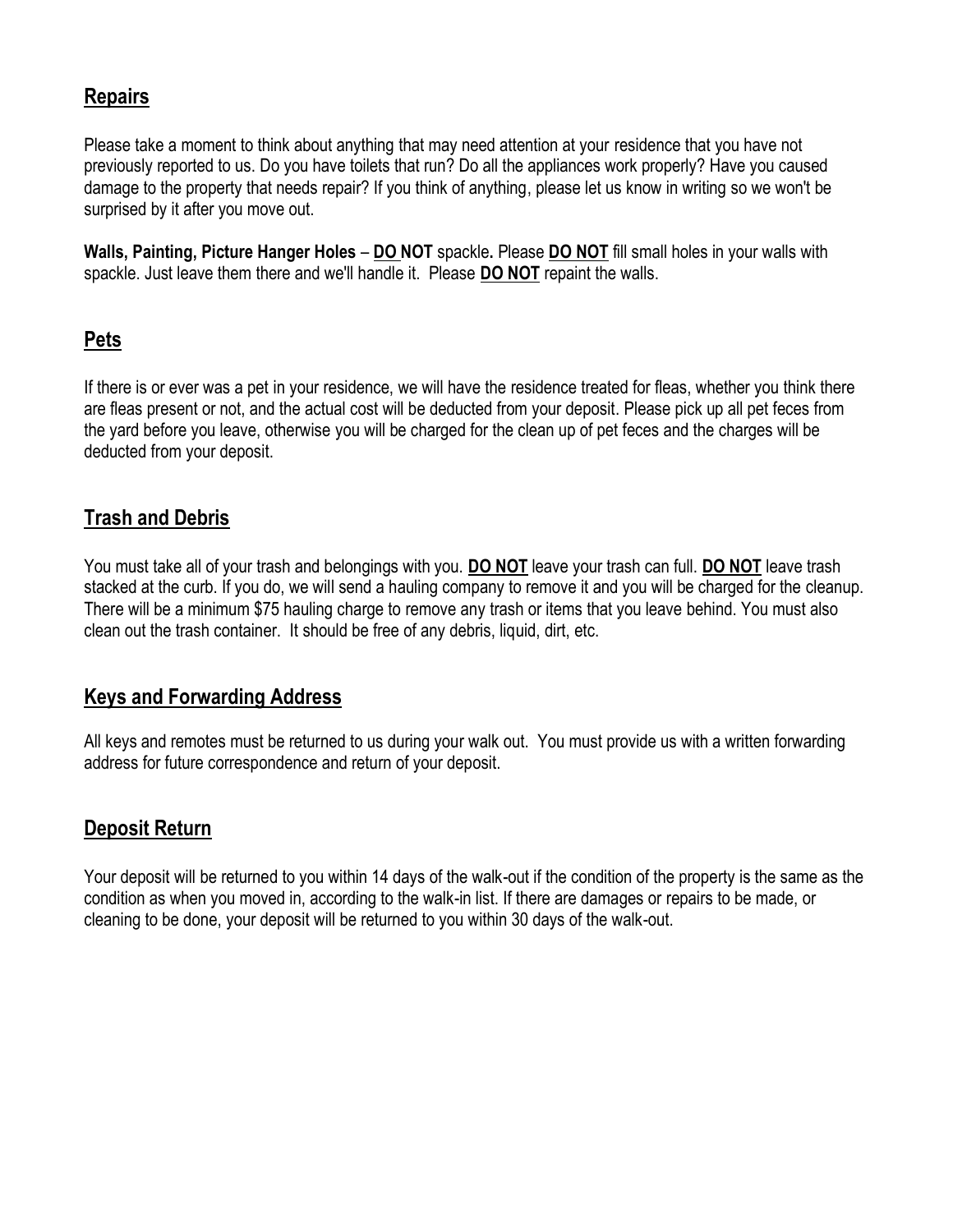## Repairs

Please take a moment to think about anything that may need attention at your residence that you have not previously reported to us. Do you have toilets that run? Do all the appliances work properly? Have you caused damage to the property that needs repair? If you think of anything, please let us know in writing so we won't be surprised by it after you move out.

**Walls, Painting, Picture Hanger Holes** – **DO NOT** spackle**.** Please **DO NOT** fill small holes in your walls with spackle. Just leave them there and we'll handle it. Please **DO NOT** repaint the walls.

## Pets

If there is or ever was a pet in your residence, we will have the residence treated for fleas, whether you think there are fleas present or not, and the actual cost will be deducted from your deposit. Please pick up all pet feces from the yard before you leave, otherwise you will be charged for the clean up of pet feces and the charges will be deducted from your deposit.

## Trash and Debris

You must take all of your trash and belongings with you. **DO NOT** leave your trash can full. **DO NOT** leave trash stacked at the curb. If you do, we will send a hauling company to remove it and you will be charged for the cleanup. There will be a minimum $75 hauling charge to remove any trash or items that you leave behind. You must also clean out the trash container. It should be free of any debris, liquid, dirt, etc.

## Keys and Forwarding Address

All keys and remotes must be returned to us during your walk out. You must provide us with a written forwarding address for future correspondence and return of your deposit.

## Deposit Return

Your deposit will be returned to you within 14 days of the walk-out if the condition of the property is the same as the condition as when you moved in, according to the walk-in list. If there are damages or repairs to be made, or cleaning to be done, your deposit will be returned to you within 30 days of the walk-out.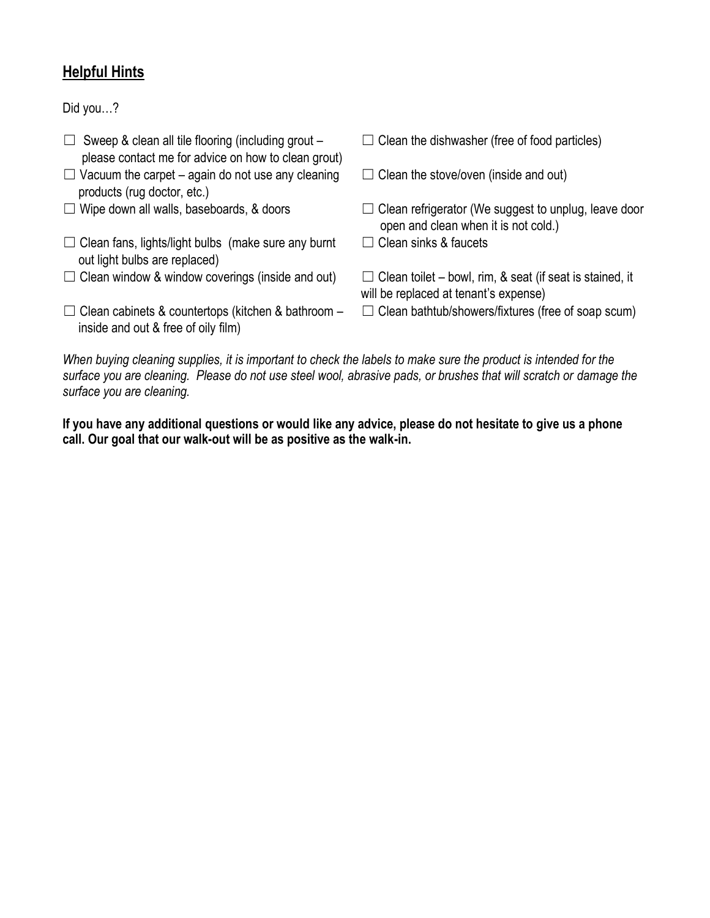## Helpful Hints

Did you…?

- ☐ Sweep & clean all tile flooring (including grout – please contact me for advice on how to clean grout)
- ☐ Vacuum the carpet – again do not use any cleaning products (rug doctor, etc.)
- ☐ Wipe down all walls, baseboards, & doors
- ☐ Clean fans, lights/light bulbs (make sure any burnt out light bulbs are replaced)
- ☐ Clean window & window coverings (inside and out)
- ☐ Clean cabinets & countertops (kitchen & bathroom – inside and out & free of oily film)
- ☐ Clean the dishwasher (free of food particles)
- ☐ Clean the stove/oven (inside and out)
- ☐ Clean refrigerator (We suggest to unplug, leave door open and clean when it is not cold.)
- ☐ Clean sinks & faucets
- ☐ Clean toilet – bowl, rim, & seat (if seat is stained, it will be replaced at tenant's expense)
- ☐ Clean bathtub/showers/fixtures (free of soap scum)

*When buying cleaning supplies, it is important to check the labels to make sure the product is intended for the surface you are cleaning. Please do not use steel wool, abrasive pads, or brushes that will scratch or damage the surface you are cleaning.*

**If you have any additional questions or would like any advice, please do not hesitate to give us a phone call. Our goal that our walk-out will be as positive as the walk-in.**